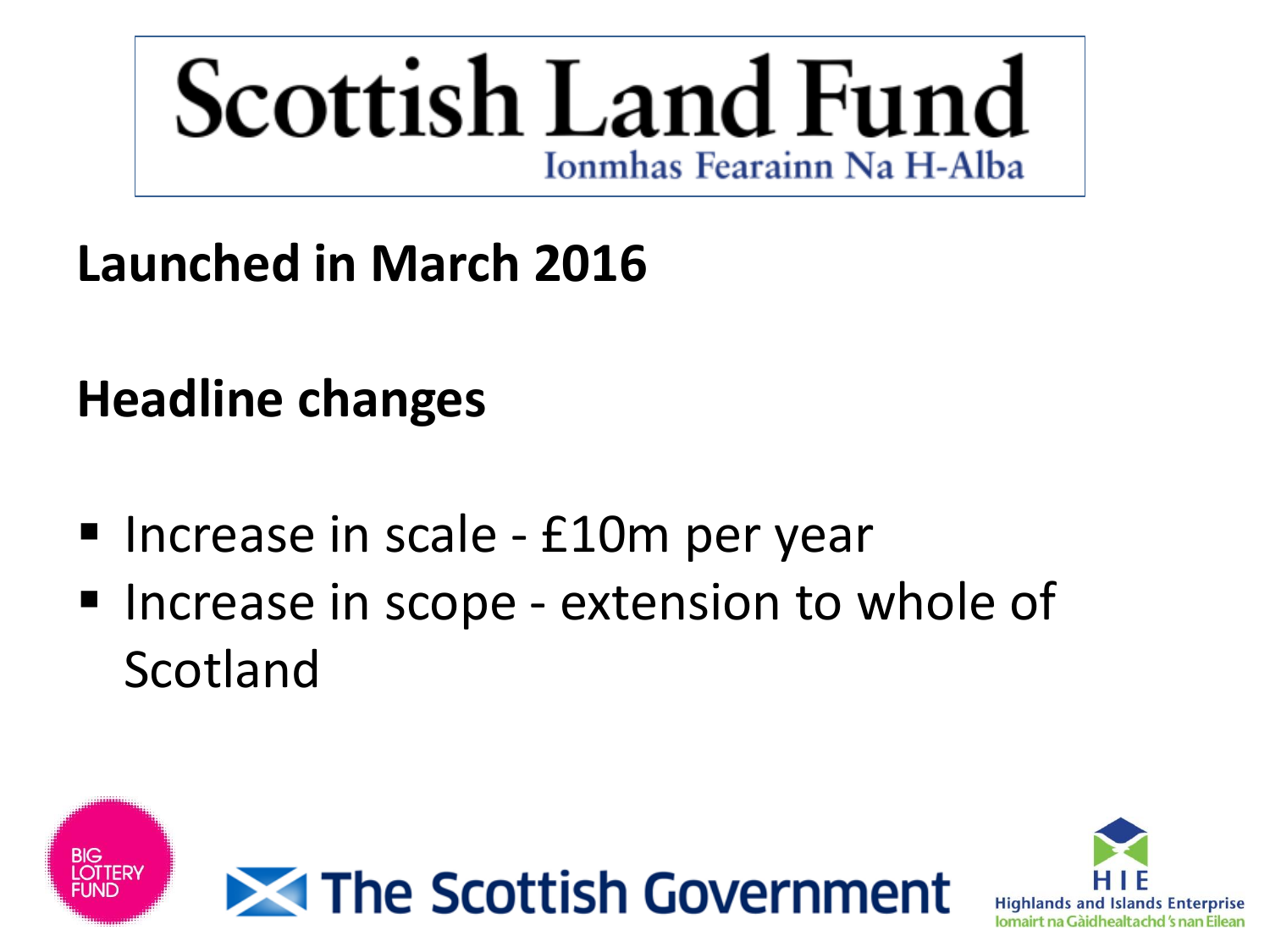# Scottish Land Fund

Ionmhas Fearainn Na H-Alba

**Launched in March 2016**

**Headline changes**

- Increase in scale - £10m per year
- Increase in scope - extension to whole of Scotland

BIG LOTTERY FUND

The Scottish Government

HIE
Highlands and Islands Enterprise
Iomairt na Gàidhealtachd 's nan Eilean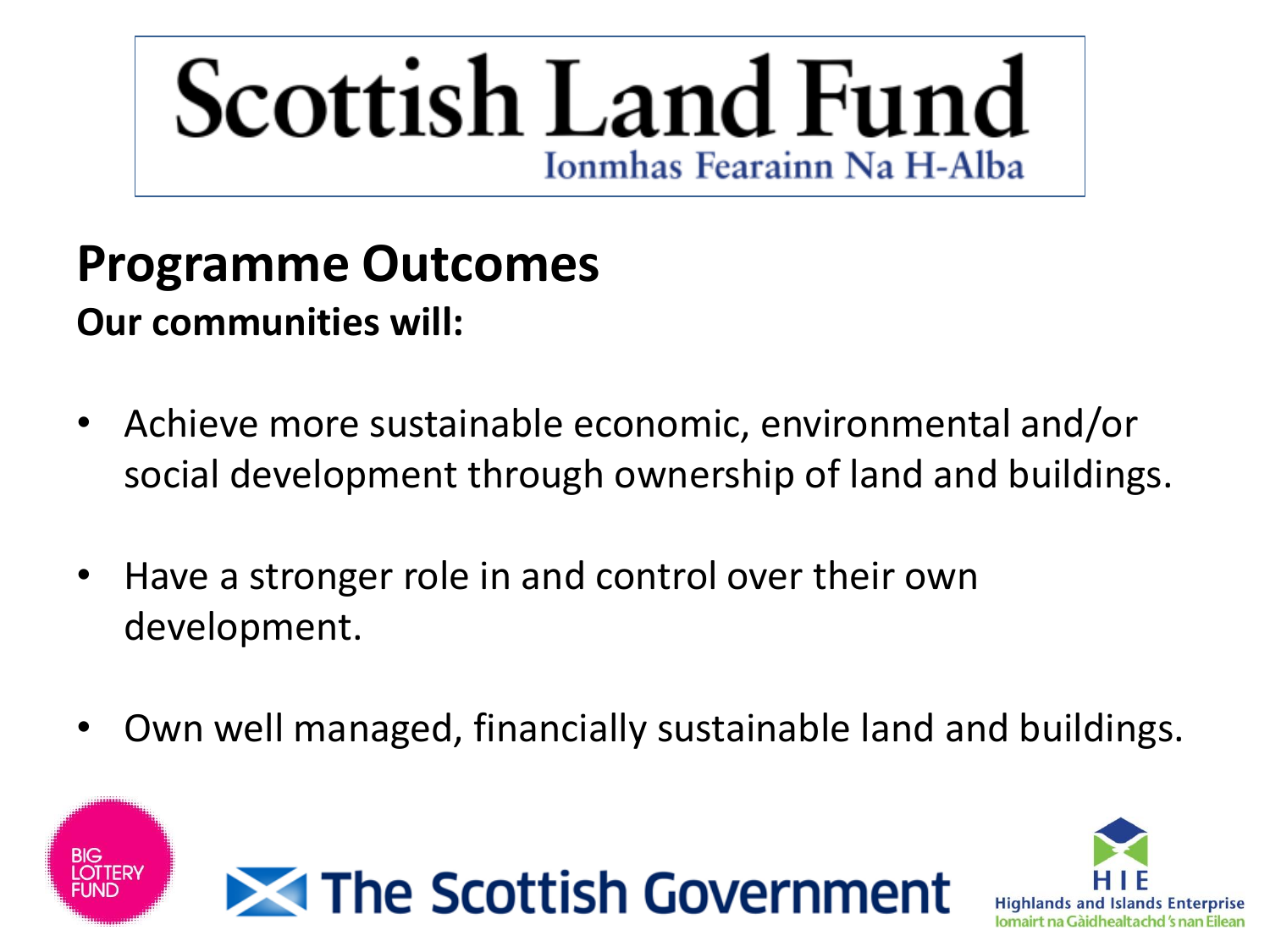# Scottish Land Fund

Ionmhas Fearainn Na H-Alba

## Programme Outcomes

**Our communities will:**

- Achieve more sustainable economic, environmental and/or social development through ownership of land and buildings.
- Have a stronger role in and control over their own development.
- Own well managed, financially sustainable land and buildings.

BIG LOTTERY FUND

The Scottish Government

HIE
Highlands and Islands Enterprise
Iomairt na Gàidhealtachd 's nan Eilean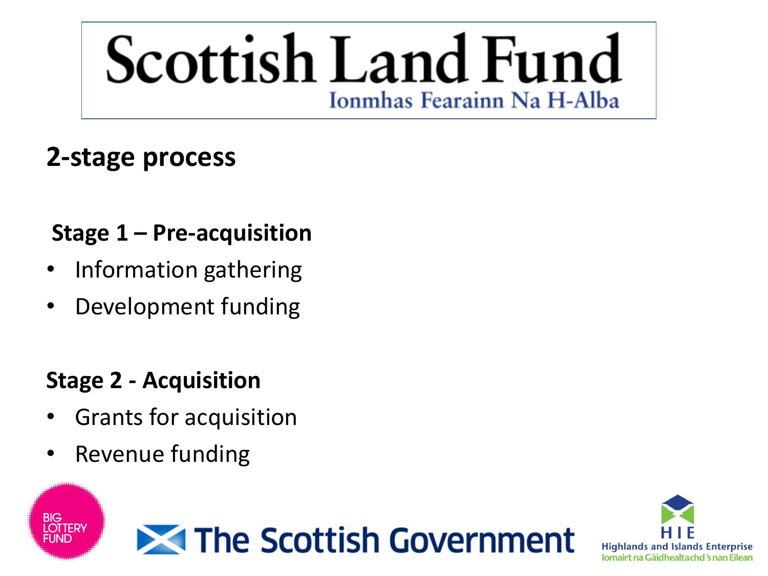# Scottish Land Fund

Ionmhas Fearainn Na H-Alba

## 2-stage process

### Stage 1 – Pre-acquisition

- Information gathering
- Development funding

### Stage 2 - Acquisition

- Grants for acquisition
- Revenue funding

BIG LOTTERY FUND

The Scottish Government

HIE
Highlands and Islands Enterprise
Iomairt na Gàidhealtachd 's nan Eilean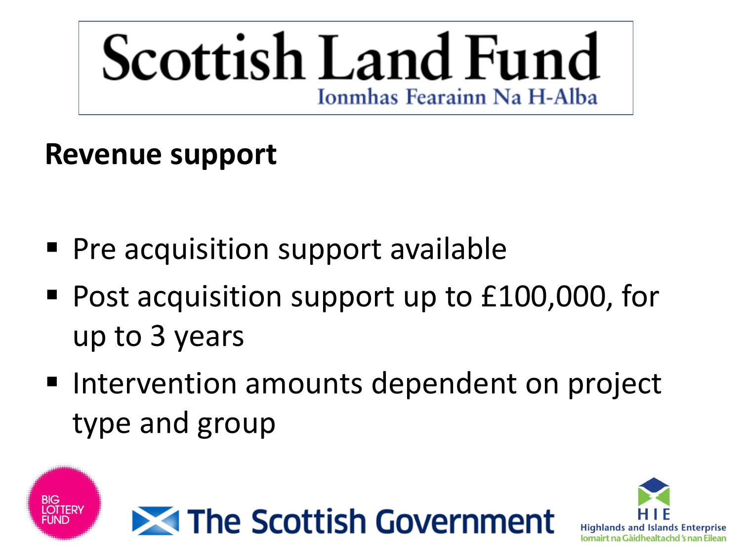# Scottish Land Fund

Ionmhas Fearainn Na H-Alba

## Revenue support

- Pre acquisition support available
- Post acquisition support up to £100,000, for up to 3 years
- Intervention amounts dependent on project type and group

BIG LOTTERY FUND

The Scottish Government

HIE Highlands and Islands Enterprise Iomairt na Gàidhealtachd 's nan Eilean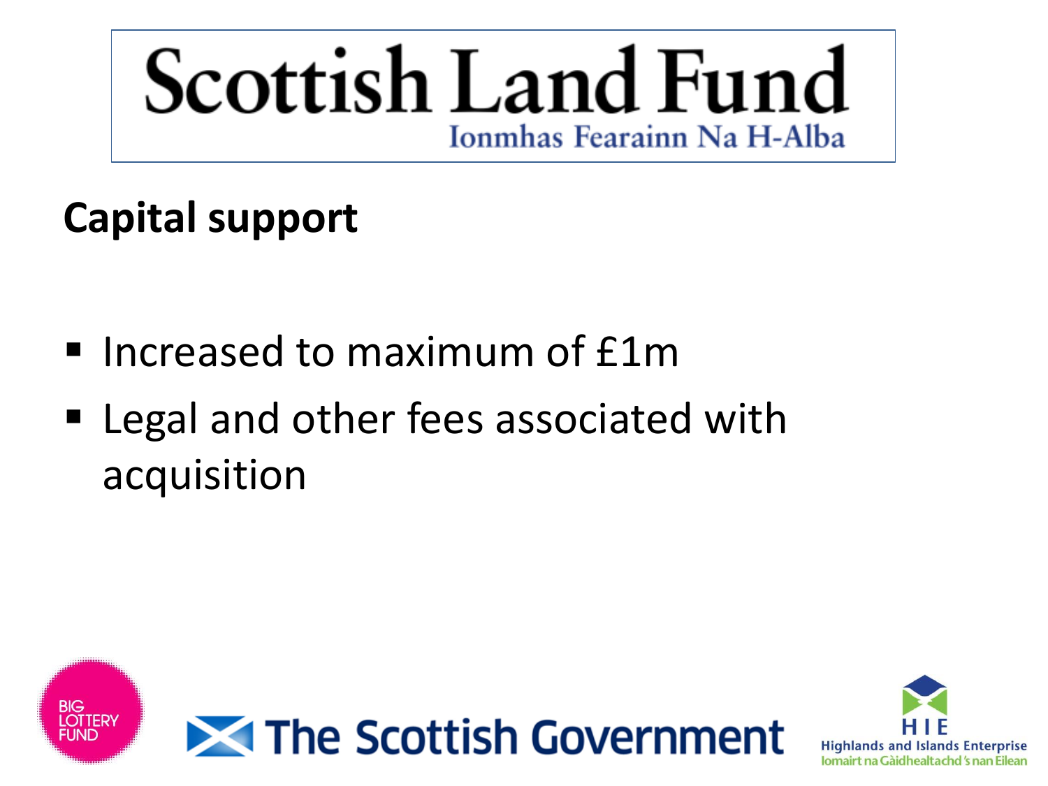# Scottish Land Fund

Ionmhas Fearainn Na H-Alba

## Capital support

- Increased to maximum of £1m
- Legal and other fees associated with acquisition

BIG LOTTERY FUND

The Scottish Government

HIE
Highlands and Islands Enterprise
Iomairt na Gàidhealtachd 's nan Eilean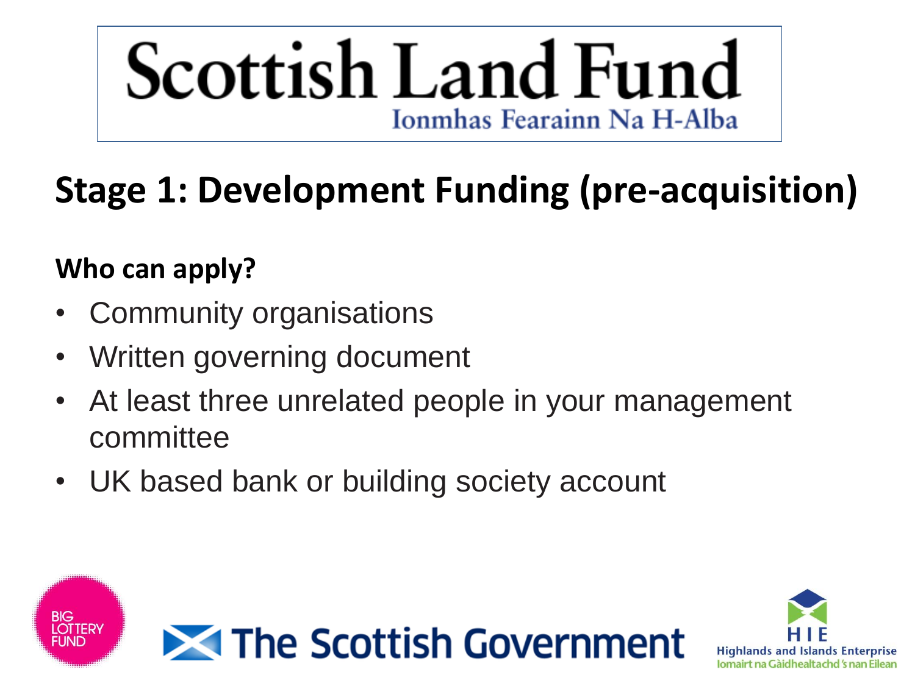# Scottish Land Fund

Ionmhas Fearainn Na H-Alba

## Stage 1: Development Funding (pre-acquisition)

### Who can apply?

- Community organisations
- Written governing document
- At least three unrelated people in your management committee
- UK based bank or building society account

BIG LOTTERY FUND

The Scottish Government

HIE
Highlands and Islands Enterprise
Iomairt na Gàidhealtachd 's nan Eilean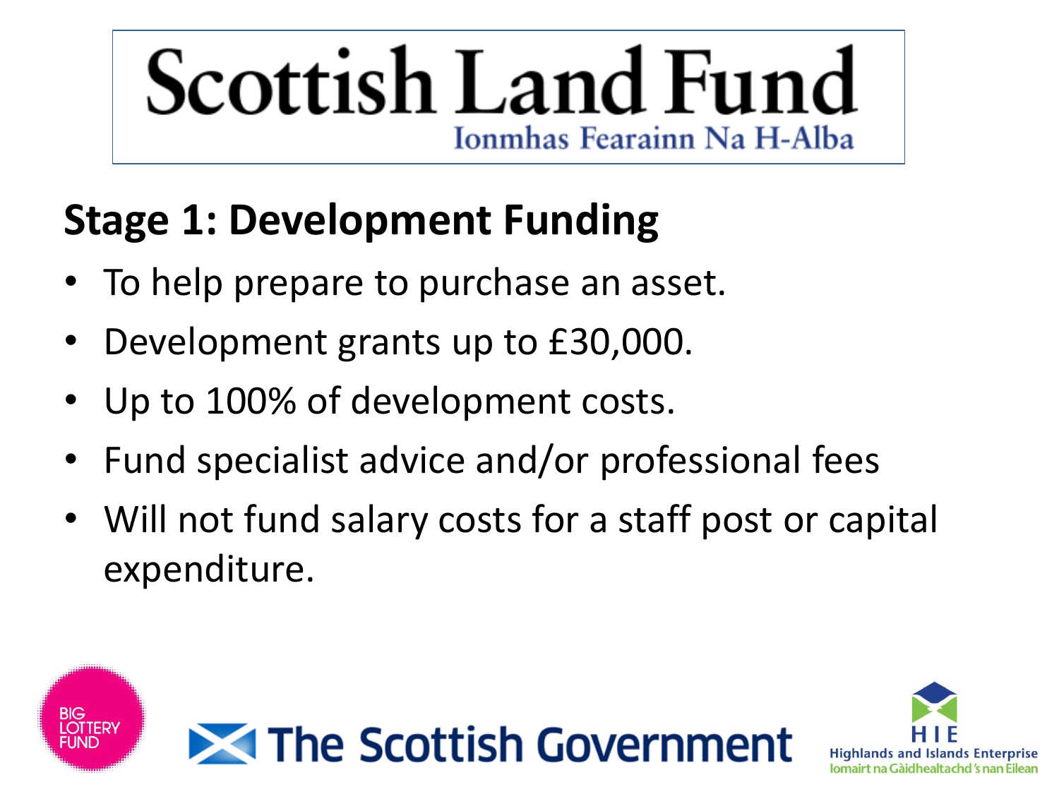# Scottish Land Fund

Ionmhas Fearainn Na H-Alba

## Stage 1: Development Funding

- To help prepare to purchase an asset.
- Development grants up to £30,000.
- Up to 100% of development costs.
- Fund specialist advice and/or professional fees
- Will not fund salary costs for a staff post or capital expenditure.

BIG LOTTERY FUND

The Scottish Government

HIE Highlands and Islands Enterprise Iomairt na Gàidhealtachd 's nan Eilean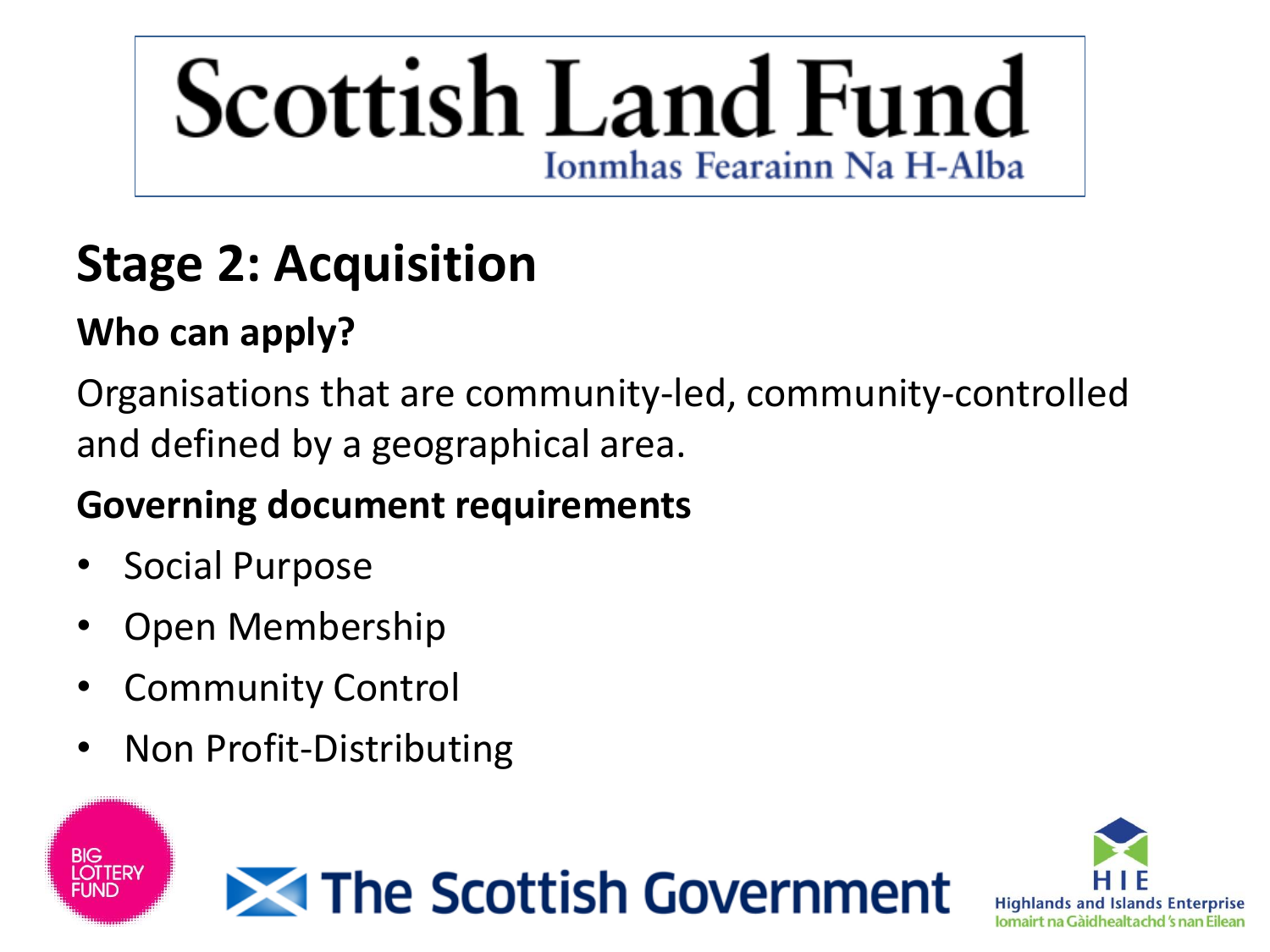# Scottish Land Fund

Ionmhas Fearainn Na H-Alba

## Stage 2: Acquisition

### Who can apply?

Organisations that are community-led, community-controlled and defined by a geographical area.

### Governing document requirements

- Social Purpose
- Open Membership
- Community Control
- Non Profit-Distributing

BIG LOTTERY FUND

The Scottish Government

HIE
Highlands and Islands Enterprise
Iomairt na Gàidhealtachd 's nan Eilean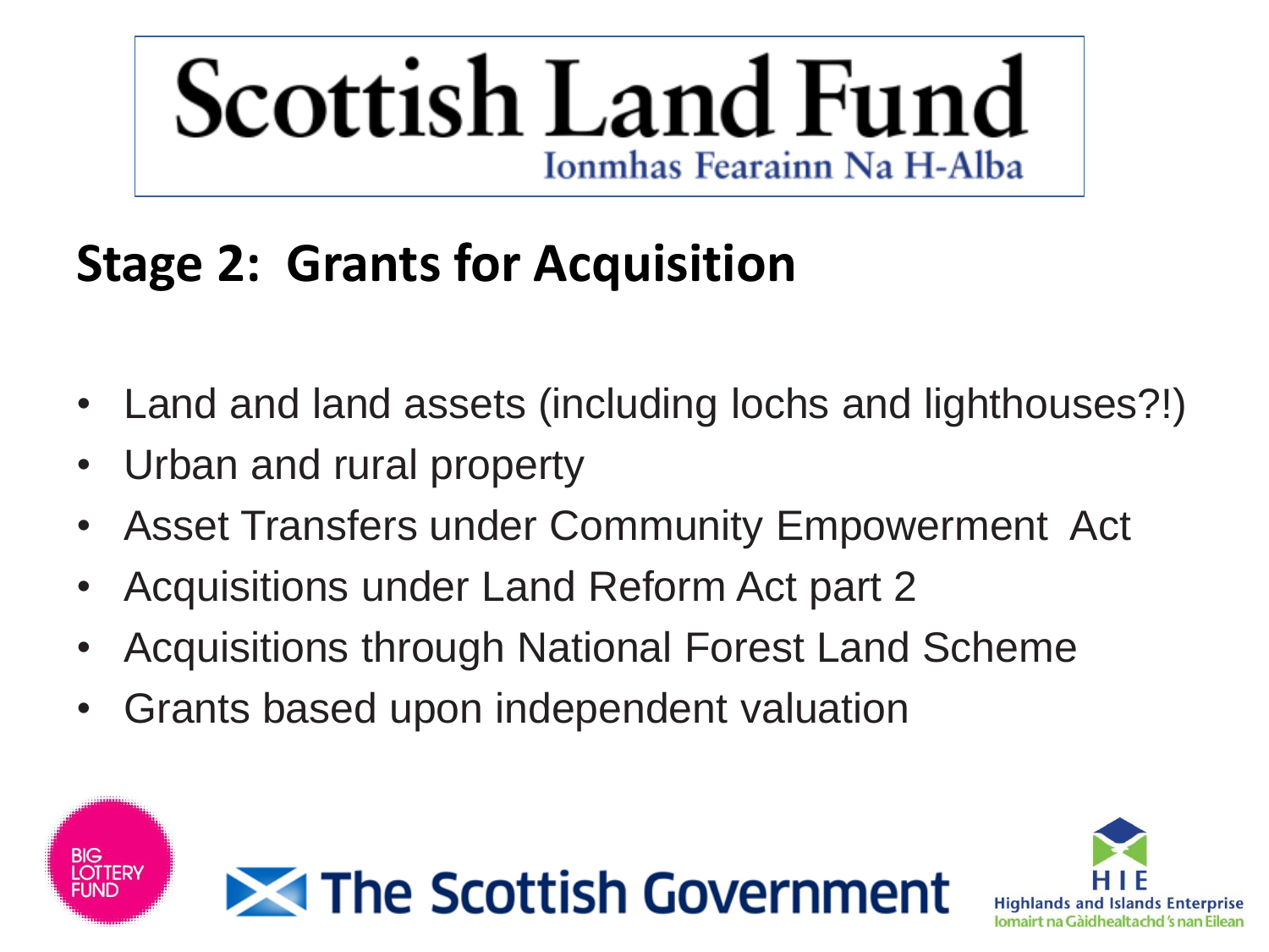# Scottish Land Fund

Ionmhas Fearainn Na H-Alba

## Stage 2: Grants for Acquisition

- Land and land assets (including lochs and lighthouses?!)
- Urban and rural property
- Asset Transfers under Community Empowerment Act
- Acquisitions under Land Reform Act part 2
- Acquisitions through National Forest Land Scheme
- Grants based upon independent valuation

BIG LOTTERY FUND

The Scottish Government

HIE Highlands and Islands Enterprise

Iomairt na Gàidhealtachd 's nan Eilean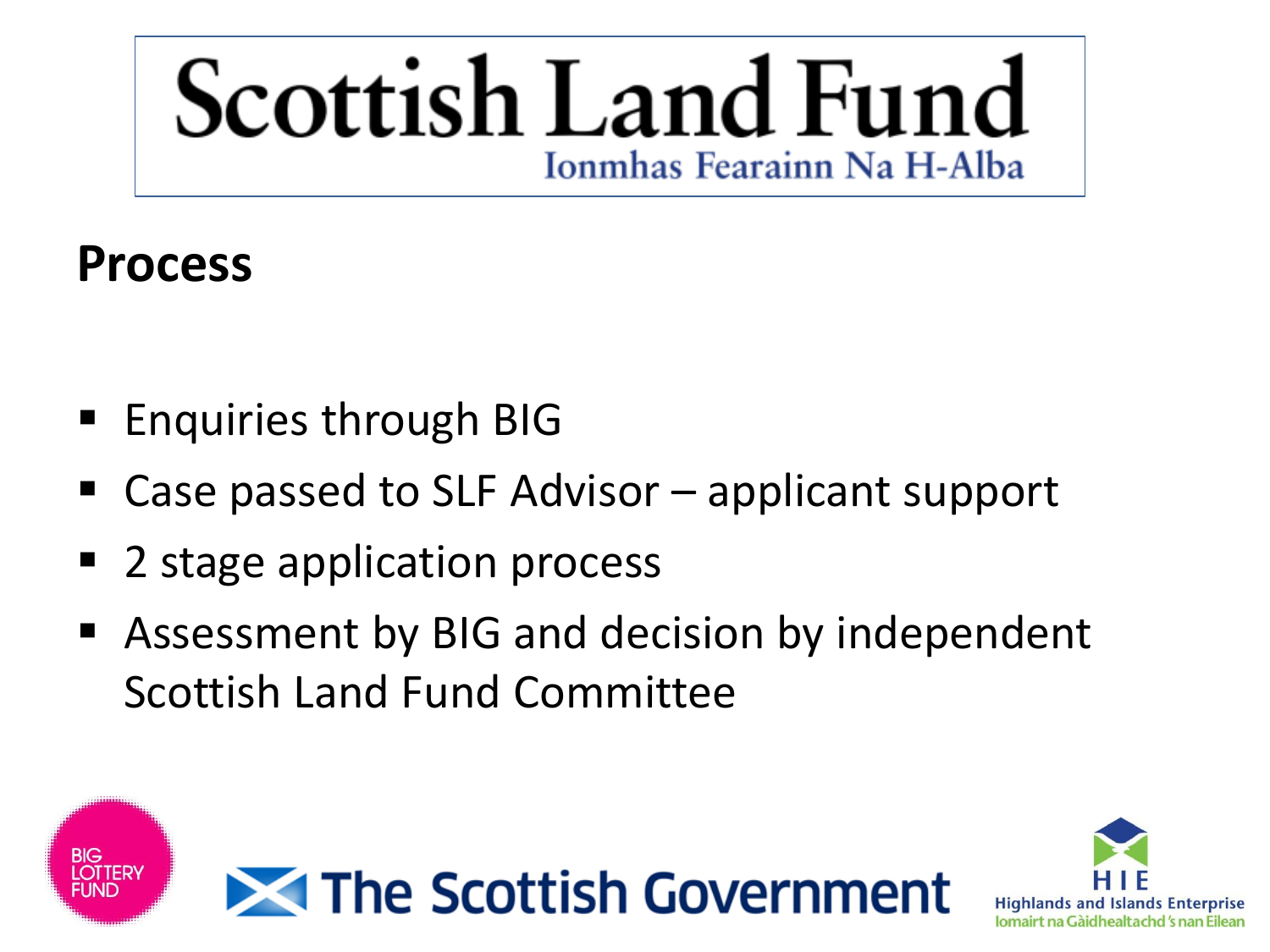# Scottish Land Fund

Ionmhas Fearainn Na H-Alba

## Process

- Enquiries through BIG
- Case passed to SLF Advisor – applicant support
- 2 stage application process
- Assessment by BIG and decision by independent Scottish Land Fund Committee

BIG LOTTERY FUND

The Scottish Government

HIE Highlands and Islands Enterprise
Iomairt na Gàidhealtachd 's nan Eilean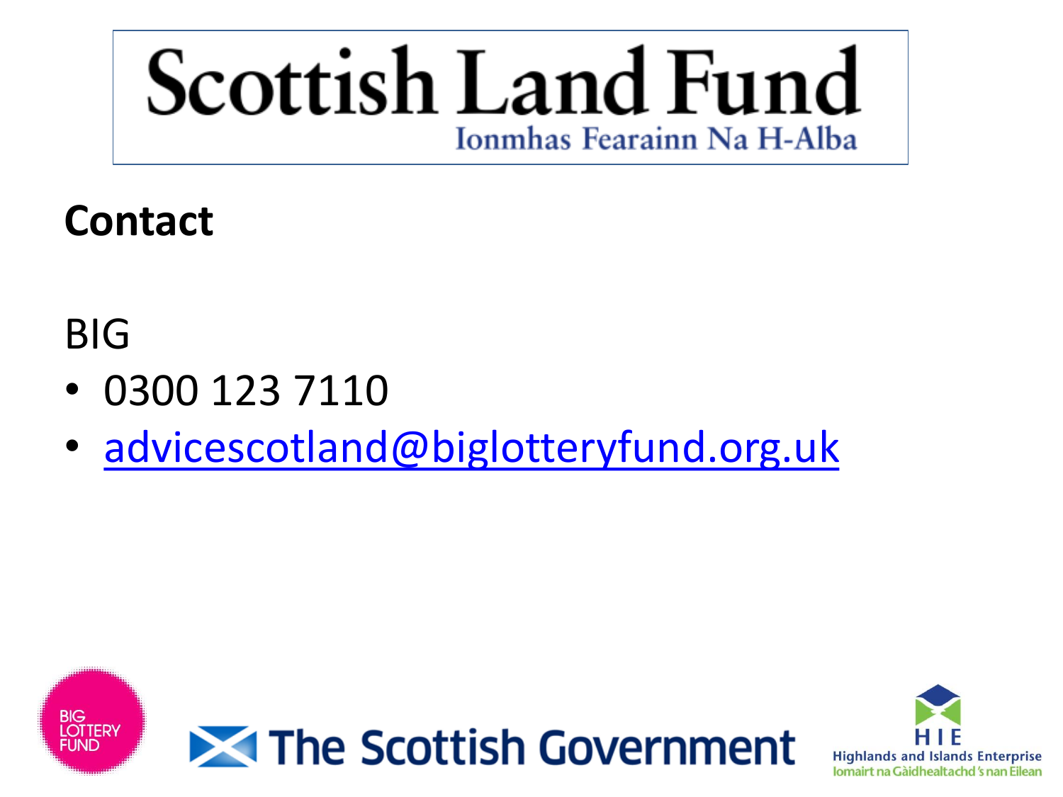# Scottish Land Fund

Ionmhas Fearainn Na H-Alba

## Contact

BIG

- 0300 123 7110
- advicescotland@biglotteryfund.org.uk

BIG LOTTERY FUND

The Scottish Government

HIE
Highlands and Islands Enterprise
Iomairt na Gàidhealtachd 's nan Eilean